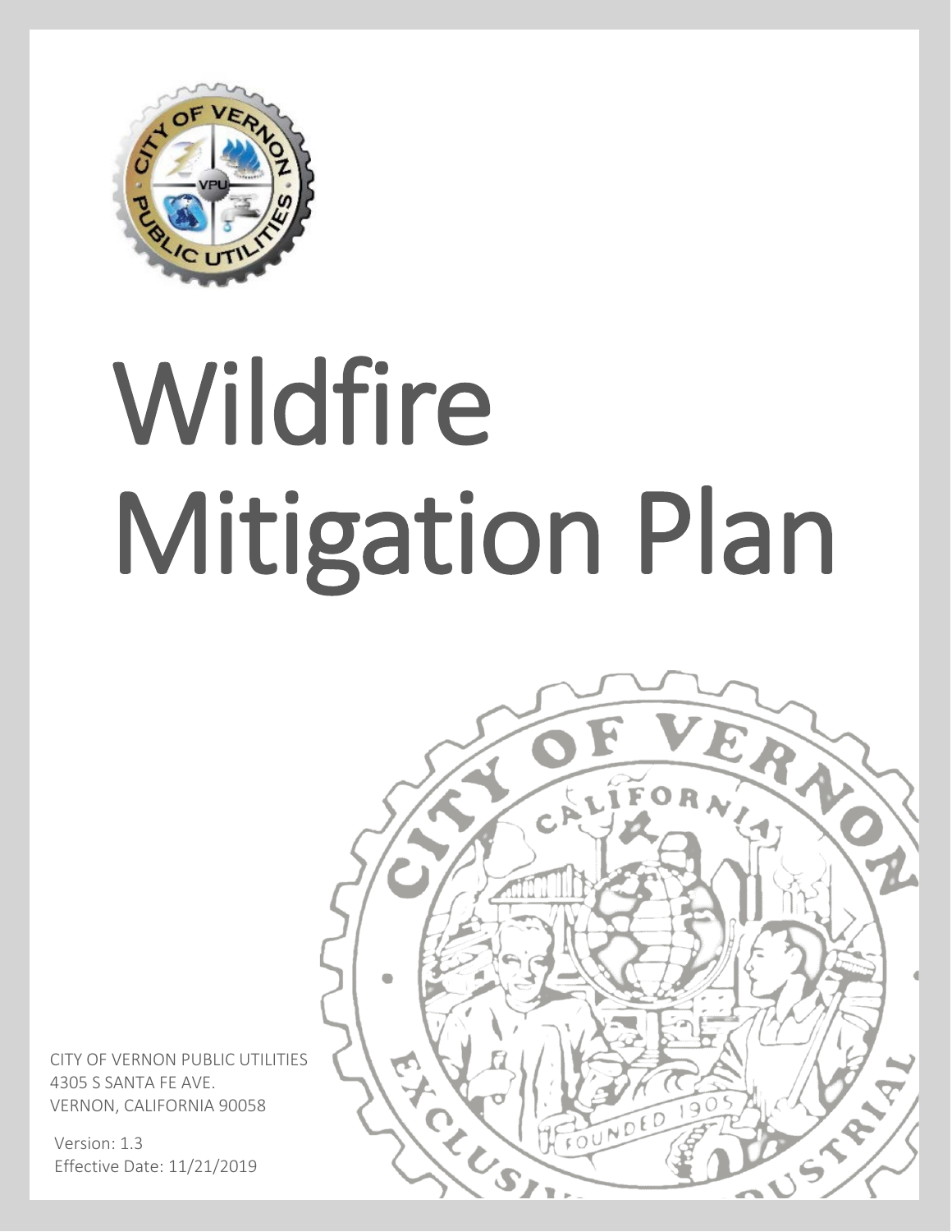# Wildfire Mitigation Plan

CITY OF VERNON PUBLIC UTILITIES
4305 S SANTA FE AVE.
VERNON, CALIFORNIA 90058

Version: 1.3
Effective Date: 11/21/2019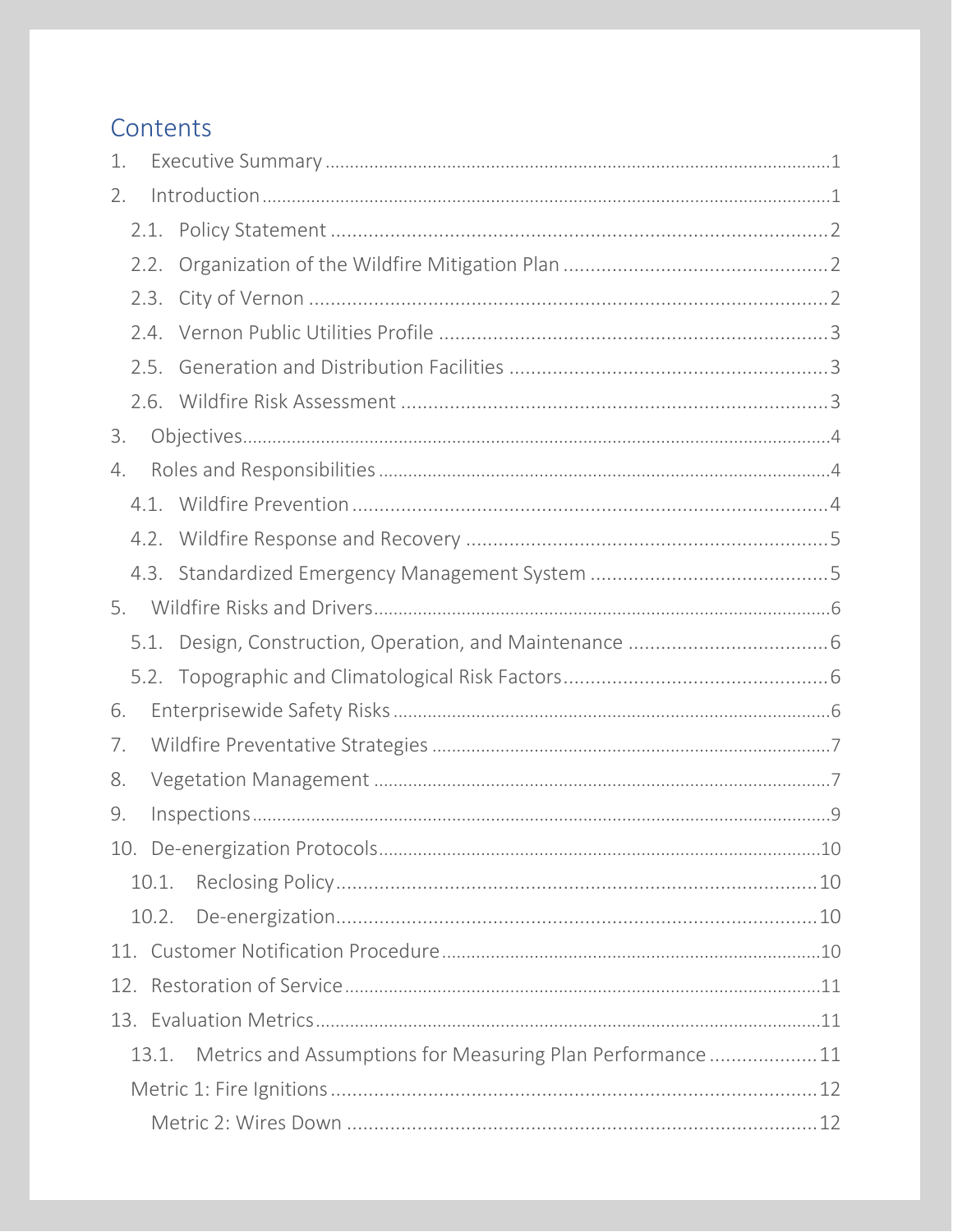# Contents

1. Executive Summary ........ 1
2. Introduction ........ 1
   - 2.1. Policy Statement ........ 2
   - 2.2. Organization of the Wildfire Mitigation Plan ........ 2
   - 2.3. City of Vernon ........ 2
   - 2.4. Vernon Public Utilities Profile ........ 3
   - 2.5. Generation and Distribution Facilities ........ 3
   - 2.6. Wildfire Risk Assessment ........ 3
3. Objectives ........ 4
4. Roles and Responsibilities ........ 4
   - 4.1. Wildfire Prevention ........ 4
   - 4.2. Wildfire Response and Recovery ........ 5
   - 4.3. Standardized Emergency Management System ........ 5
5. Wildfire Risks and Drivers ........ 6
   - 5.1. Design, Construction, Operation, and Maintenance ........ 6
   - 5.2. Topographic and Climatological Risk Factors ........ 6
6. Enterprisewide Safety Risks ........ 6
7. Wildfire Preventative Strategies ........ 7
8. Vegetation Management ........ 7
9. Inspections ........ 9
10. De-energization Protocols ........ 10
    - 10.1. Reclosing Policy ........ 10
    - 10.2. De-energization ........ 10
11. Customer Notification Procedure ........ 10
12. Restoration of Service ........ 11
13. Evaluation Metrics ........ 11
    - 13.1. Metrics and Assumptions for Measuring Plan Performance ........ 11
    - Metric 1: Fire Ignitions ........ 12
      - Metric 2: Wires Down ........ 12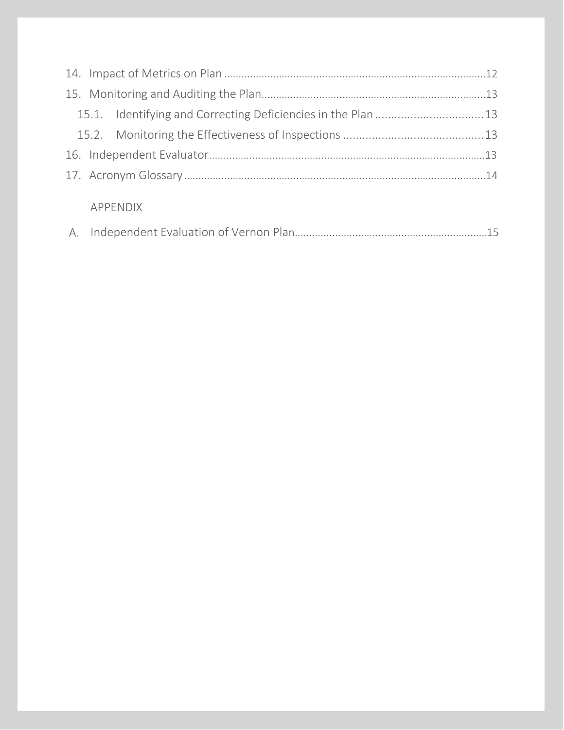14. Impact of Metrics on Plan ........................................................................................12
15. Monitoring and Auditing the Plan..............................................................................13
    15.1. Identifying and Correcting Deficiencies in the Plan .................................13
    15.2. Monitoring the Effectiveness of Inspections ...........................................13
16. Independent Evaluator...............................................................................................13
17. Acronym Glossary.........................................................................................................14

APPENDIX

A. Independent Evaluation of Vernon Plan...................................................................15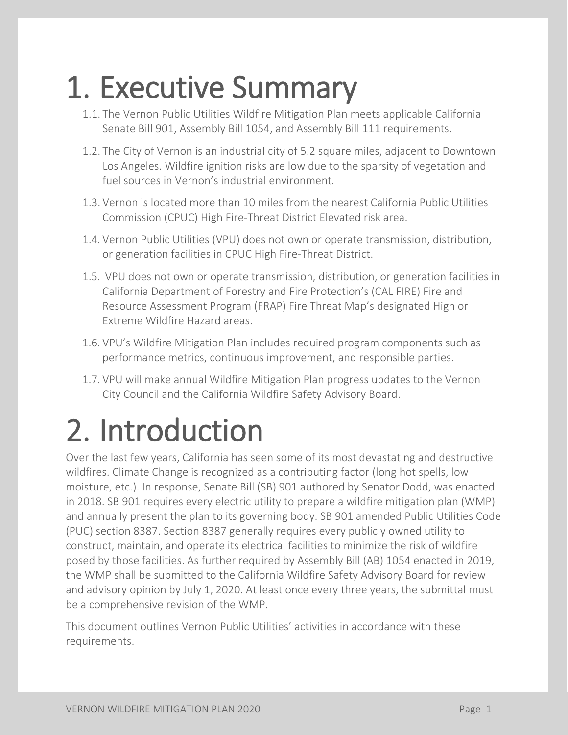# 1. Executive Summary

1.1. The Vernon Public Utilities Wildfire Mitigation Plan meets applicable California Senate Bill 901, Assembly Bill 1054, and Assembly Bill 111 requirements.

1.2. The City of Vernon is an industrial city of 5.2 square miles, adjacent to Downtown Los Angeles. Wildfire ignition risks are low due to the sparsity of vegetation and fuel sources in Vernon's industrial environment.

1.3. Vernon is located more than 10 miles from the nearest California Public Utilities Commission (CPUC) High Fire-Threat District Elevated risk area.

1.4. Vernon Public Utilities (VPU) does not own or operate transmission, distribution, or generation facilities in CPUC High Fire-Threat District.

1.5. VPU does not own or operate transmission, distribution, or generation facilities in California Department of Forestry and Fire Protection's (CAL FIRE) Fire and Resource Assessment Program (FRAP) Fire Threat Map's designated High or Extreme Wildfire Hazard areas.

1.6. VPU's Wildfire Mitigation Plan includes required program components such as performance metrics, continuous improvement, and responsible parties.

1.7. VPU will make annual Wildfire Mitigation Plan progress updates to the Vernon City Council and the California Wildfire Safety Advisory Board.

# 2. Introduction

Over the last few years, California has seen some of its most devastating and destructive wildfires. Climate Change is recognized as a contributing factor (long hot spells, low moisture, etc.). In response, Senate Bill (SB) 901 authored by Senator Dodd, was enacted in 2018. SB 901 requires every electric utility to prepare a wildfire mitigation plan (WMP) and annually present the plan to its governing body. SB 901 amended Public Utilities Code (PUC) section 8387. Section 8387 generally requires every publicly owned utility to construct, maintain, and operate its electrical facilities to minimize the risk of wildfire posed by those facilities. As further required by Assembly Bill (AB) 1054 enacted in 2019, the WMP shall be submitted to the California Wildfire Safety Advisory Board for review and advisory opinion by July 1, 2020. At least once every three years, the submittal must be a comprehensive revision of the WMP.

This document outlines Vernon Public Utilities' activities in accordance with these requirements.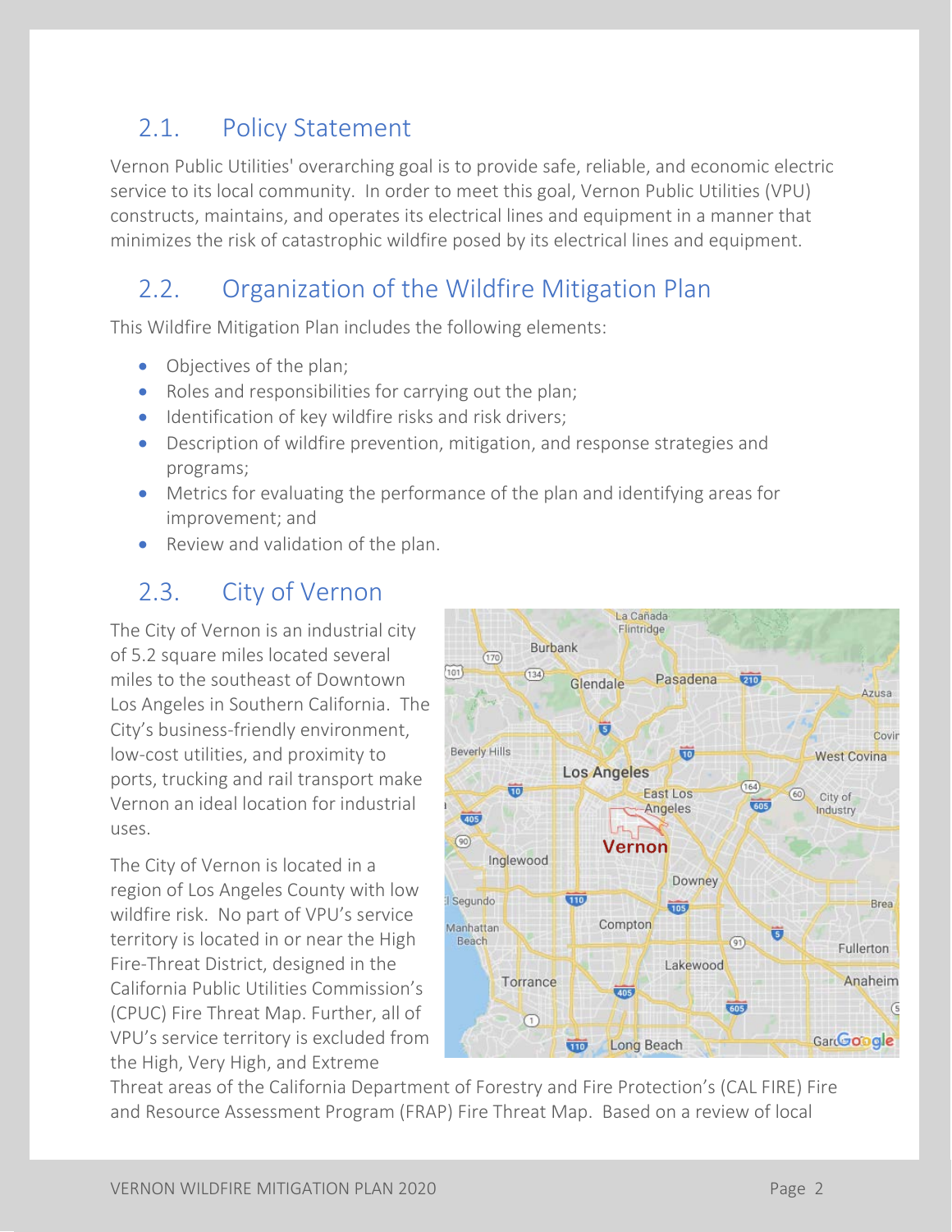## 2.1. Policy Statement

Vernon Public Utilities' overarching goal is to provide safe, reliable, and economic electric service to its local community. In order to meet this goal, Vernon Public Utilities (VPU) constructs, maintains, and operates its electrical lines and equipment in a manner that minimizes the risk of catastrophic wildfire posed by its electrical lines and equipment.

## 2.2. Organization of the Wildfire Mitigation Plan

This Wildfire Mitigation Plan includes the following elements:

- Objectives of the plan;
- Roles and responsibilities for carrying out the plan;
- Identification of key wildfire risks and risk drivers;
- Description of wildfire prevention, mitigation, and response strategies and programs;
- Metrics for evaluating the performance of the plan and identifying areas for improvement; and
- Review and validation of the plan.

## 2.3. City of Vernon

The City of Vernon is an industrial city of 5.2 square miles located several miles to the southeast of Downtown Los Angeles in Southern California. The City's business-friendly environment, low-cost utilities, and proximity to ports, trucking and rail transport make Vernon an ideal location for industrial uses.

The City of Vernon is located in a region of Los Angeles County with low wildfire risk. No part of VPU's service territory is located in or near the High Fire-Threat District, designed in the California Public Utilities Commission's (CPUC) Fire Threat Map. Further, all of VPU's service territory is excluded from the High, Very High, and Extreme Threat areas of the California Department of Forestry and Fire Protection's (CAL FIRE) Fire and Resource Assessment Program (FRAP) Fire Threat Map. Based on a review of local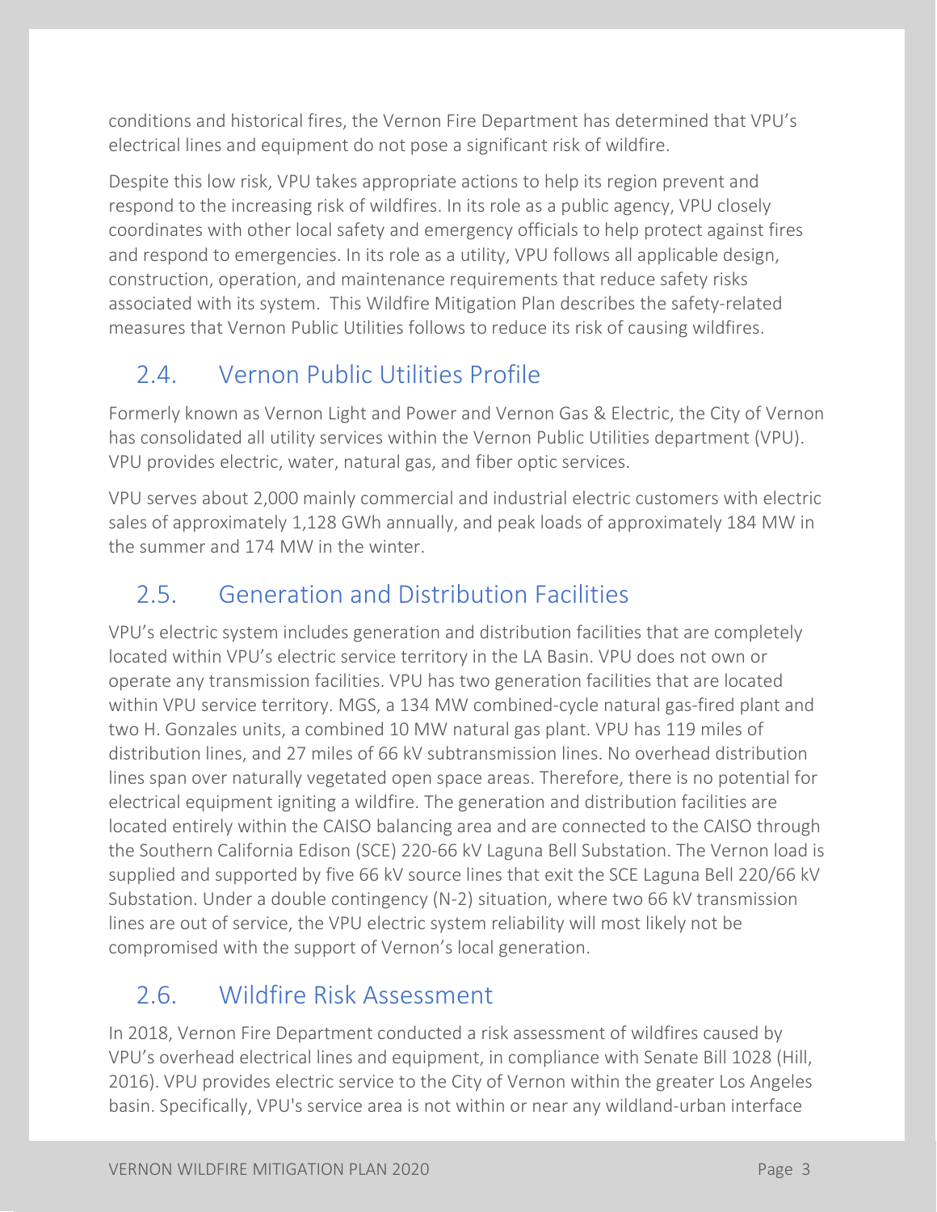conditions and historical fires, the Vernon Fire Department has determined that VPU's electrical lines and equipment do not pose a significant risk of wildfire.

Despite this low risk, VPU takes appropriate actions to help its region prevent and respond to the increasing risk of wildfires. In its role as a public agency, VPU closely coordinates with other local safety and emergency officials to help protect against fires and respond to emergencies. In its role as a utility, VPU follows all applicable design, construction, operation, and maintenance requirements that reduce safety risks associated with its system. This Wildfire Mitigation Plan describes the safety-related measures that Vernon Public Utilities follows to reduce its risk of causing wildfires.

## 2.4. Vernon Public Utilities Profile

Formerly known as Vernon Light and Power and Vernon Gas & Electric, the City of Vernon has consolidated all utility services within the Vernon Public Utilities department (VPU). VPU provides electric, water, natural gas, and fiber optic services.

VPU serves about 2,000 mainly commercial and industrial electric customers with electric sales of approximately 1,128 GWh annually, and peak loads of approximately 184 MW in the summer and 174 MW in the winter.

## 2.5. Generation and Distribution Facilities

VPU's electric system includes generation and distribution facilities that are completely located within VPU's electric service territory in the LA Basin. VPU does not own or operate any transmission facilities. VPU has two generation facilities that are located within VPU service territory. MGS, a 134 MW combined-cycle natural gas-fired plant and two H. Gonzales units, a combined 10 MW natural gas plant. VPU has 119 miles of distribution lines, and 27 miles of 66 kV subtransmission lines. No overhead distribution lines span over naturally vegetated open space areas. Therefore, there is no potential for electrical equipment igniting a wildfire. The generation and distribution facilities are located entirely within the CAISO balancing area and are connected to the CAISO through the Southern California Edison (SCE) 220-66 kV Laguna Bell Substation. The Vernon load is supplied and supported by five 66 kV source lines that exit the SCE Laguna Bell 220/66 kV Substation. Under a double contingency (N-2) situation, where two 66 kV transmission lines are out of service, the VPU electric system reliability will most likely not be compromised with the support of Vernon's local generation.

## 2.6. Wildfire Risk Assessment

In 2018, Vernon Fire Department conducted a risk assessment of wildfires caused by VPU's overhead electrical lines and equipment, in compliance with Senate Bill 1028 (Hill, 2016). VPU provides electric service to the City of Vernon within the greater Los Angeles basin. Specifically, VPU's service area is not within or near any wildland-urban interface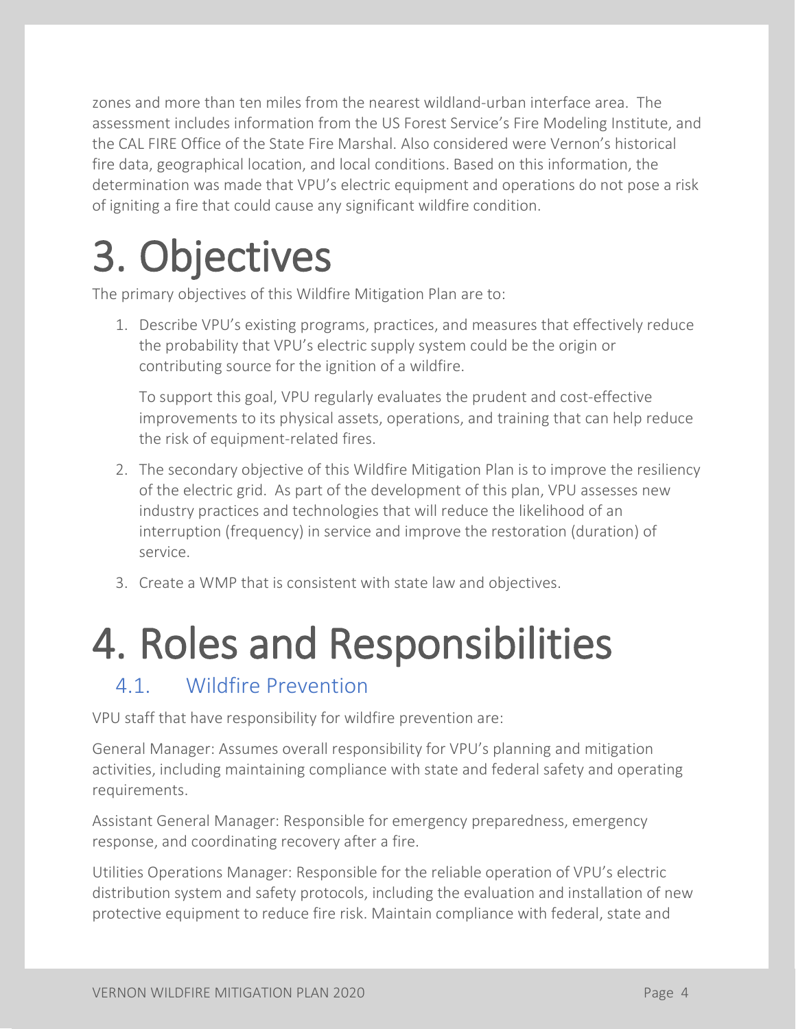zones and more than ten miles from the nearest wildland-urban interface area. The assessment includes information from the US Forest Service's Fire Modeling Institute, and the CAL FIRE Office of the State Fire Marshal. Also considered were Vernon's historical fire data, geographical location, and local conditions. Based on this information, the determination was made that VPU's electric equipment and operations do not pose a risk of igniting a fire that could cause any significant wildfire condition.

# 3. Objectives

The primary objectives of this Wildfire Mitigation Plan are to:

1. Describe VPU's existing programs, practices, and measures that effectively reduce the probability that VPU's electric supply system could be the origin or contributing source for the ignition of a wildfire.

   To support this goal, VPU regularly evaluates the prudent and cost-effective improvements to its physical assets, operations, and training that can help reduce the risk of equipment-related fires.

2. The secondary objective of this Wildfire Mitigation Plan is to improve the resiliency of the electric grid. As part of the development of this plan, VPU assesses new industry practices and technologies that will reduce the likelihood of an interruption (frequency) in service and improve the restoration (duration) of service.

3. Create a WMP that is consistent with state law and objectives.

# 4. Roles and Responsibilities

## 4.1. Wildfire Prevention

VPU staff that have responsibility for wildfire prevention are:

General Manager: Assumes overall responsibility for VPU's planning and mitigation activities, including maintaining compliance with state and federal safety and operating requirements.

Assistant General Manager: Responsible for emergency preparedness, emergency response, and coordinating recovery after a fire.

Utilities Operations Manager: Responsible for the reliable operation of VPU's electric distribution system and safety protocols, including the evaluation and installation of new protective equipment to reduce fire risk. Maintain compliance with federal, state and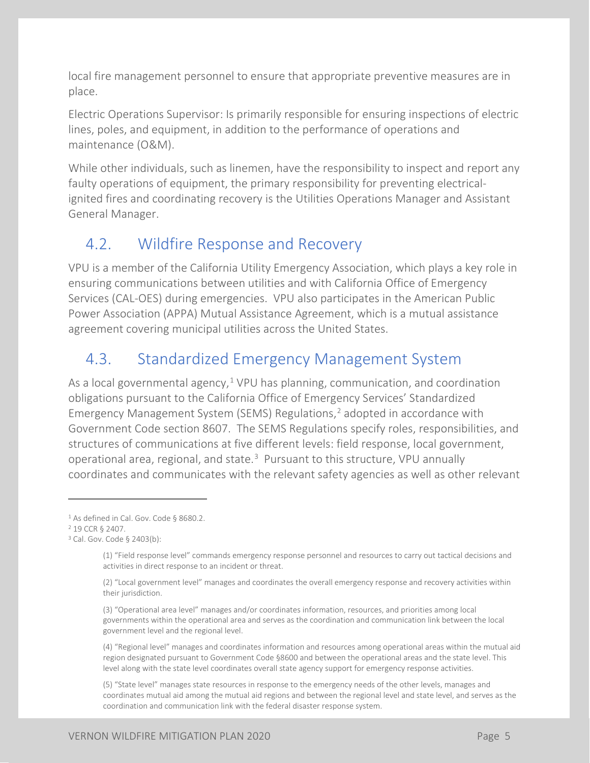local fire management personnel to ensure that appropriate preventive measures are in place.

Electric Operations Supervisor: Is primarily responsible for ensuring inspections of electric lines, poles, and equipment, in addition to the performance of operations and maintenance (O&M).

While other individuals, such as linemen, have the responsibility to inspect and report any faulty operations of equipment, the primary responsibility for preventing electrical-ignited fires and coordinating recovery is the Utilities Operations Manager and Assistant General Manager.

## 4.2. Wildfire Response and Recovery

VPU is a member of the California Utility Emergency Association, which plays a key role in ensuring communications between utilities and with California Office of Emergency Services (CAL-OES) during emergencies. VPU also participates in the American Public Power Association (APPA) Mutual Assistance Agreement, which is a mutual assistance agreement covering municipal utilities across the United States.

## 4.3. Standardized Emergency Management System

As a local governmental agency,[1] VPU has planning, communication, and coordination obligations pursuant to the California Office of Emergency Services' Standardized Emergency Management System (SEMS) Regulations,[2] adopted in accordance with Government Code section 8607. The SEMS Regulations specify roles, responsibilities, and structures of communications at five different levels: field response, local government, operational area, regional, and state.[3] Pursuant to this structure, VPU annually coordinates and communicates with the relevant safety agencies as well as other relevant

---

[1] As defined in Cal. Gov. Code § 8680.2.

[2] 19 CCR § 2407.

[3] Cal. Gov. Code § 2403(b):

> (1) "Field response level" commands emergency response personnel and resources to carry out tactical decisions and activities in direct response to an incident or threat.
>
> (2) "Local government level" manages and coordinates the overall emergency response and recovery activities within their jurisdiction.
>
> (3) "Operational area level" manages and/or coordinates information, resources, and priorities among local governments within the operational area and serves as the coordination and communication link between the local government level and the regional level.
>
> (4) "Regional level" manages and coordinates information and resources among operational areas within the mutual aid region designated pursuant to Government Code §8600 and between the operational areas and the state level. This level along with the state level coordinates overall state agency support for emergency response activities.
>
> (5) "State level" manages state resources in response to the emergency needs of the other levels, manages and coordinates mutual aid among the mutual aid regions and between the regional level and state level, and serves as the coordination and communication link with the federal disaster response system.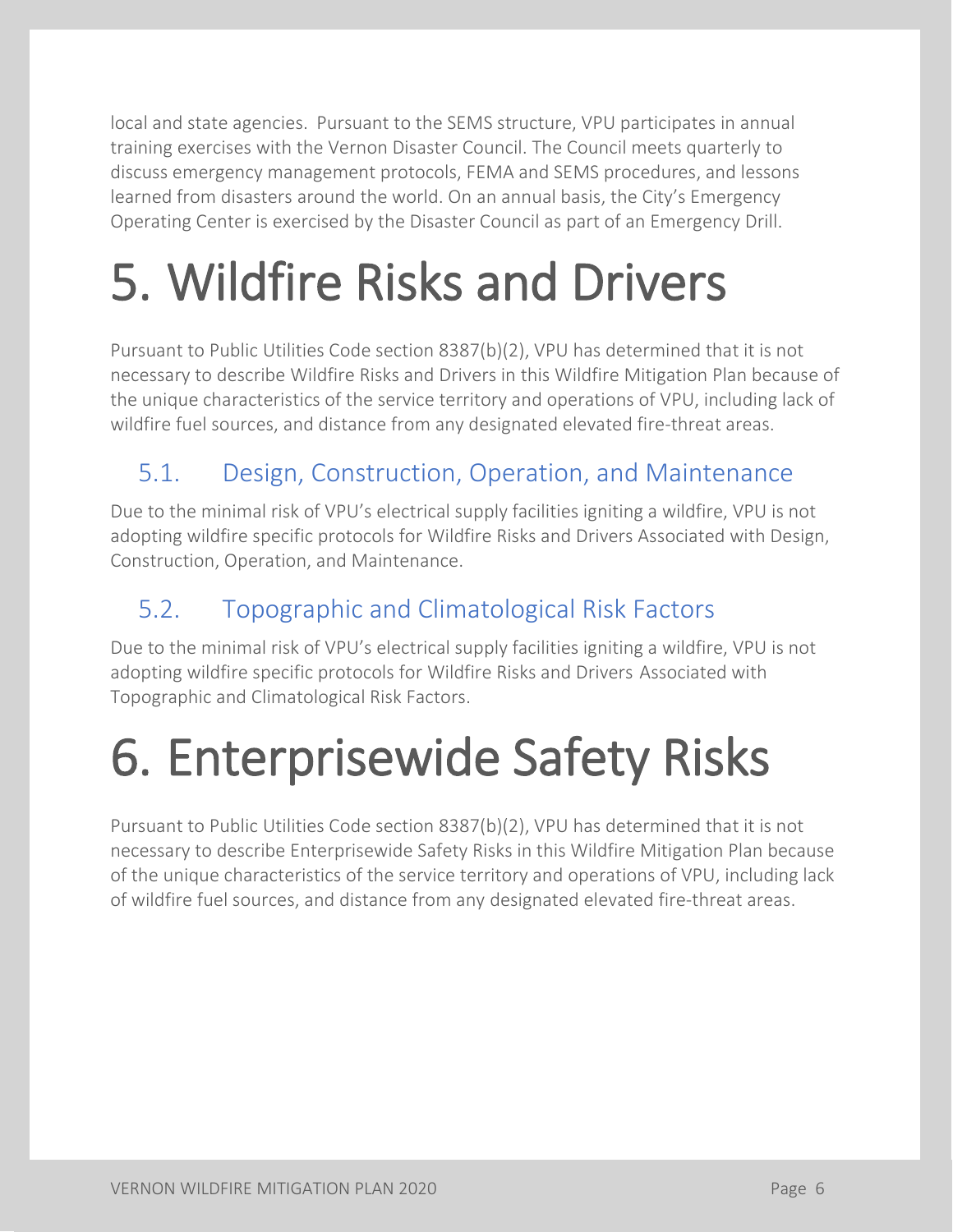local and state agencies. Pursuant to the SEMS structure, VPU participates in annual training exercises with the Vernon Disaster Council. The Council meets quarterly to discuss emergency management protocols, FEMA and SEMS procedures, and lessons learned from disasters around the world. On an annual basis, the City's Emergency Operating Center is exercised by the Disaster Council as part of an Emergency Drill.

# 5. Wildfire Risks and Drivers

Pursuant to Public Utilities Code section 8387(b)(2), VPU has determined that it is not necessary to describe Wildfire Risks and Drivers in this Wildfire Mitigation Plan because of the unique characteristics of the service territory and operations of VPU, including lack of wildfire fuel sources, and distance from any designated elevated fire-threat areas.

## 5.1. Design, Construction, Operation, and Maintenance

Due to the minimal risk of VPU's electrical supply facilities igniting a wildfire, VPU is not adopting wildfire specific protocols for Wildfire Risks and Drivers Associated with Design, Construction, Operation, and Maintenance.

## 5.2. Topographic and Climatological Risk Factors

Due to the minimal risk of VPU's electrical supply facilities igniting a wildfire, VPU is not adopting wildfire specific protocols for Wildfire Risks and Drivers Associated with Topographic and Climatological Risk Factors.

# 6. Enterprisewide Safety Risks

Pursuant to Public Utilities Code section 8387(b)(2), VPU has determined that it is not necessary to describe Enterprisewide Safety Risks in this Wildfire Mitigation Plan because of the unique characteristics of the service territory and operations of VPU, including lack of wildfire fuel sources, and distance from any designated elevated fire-threat areas.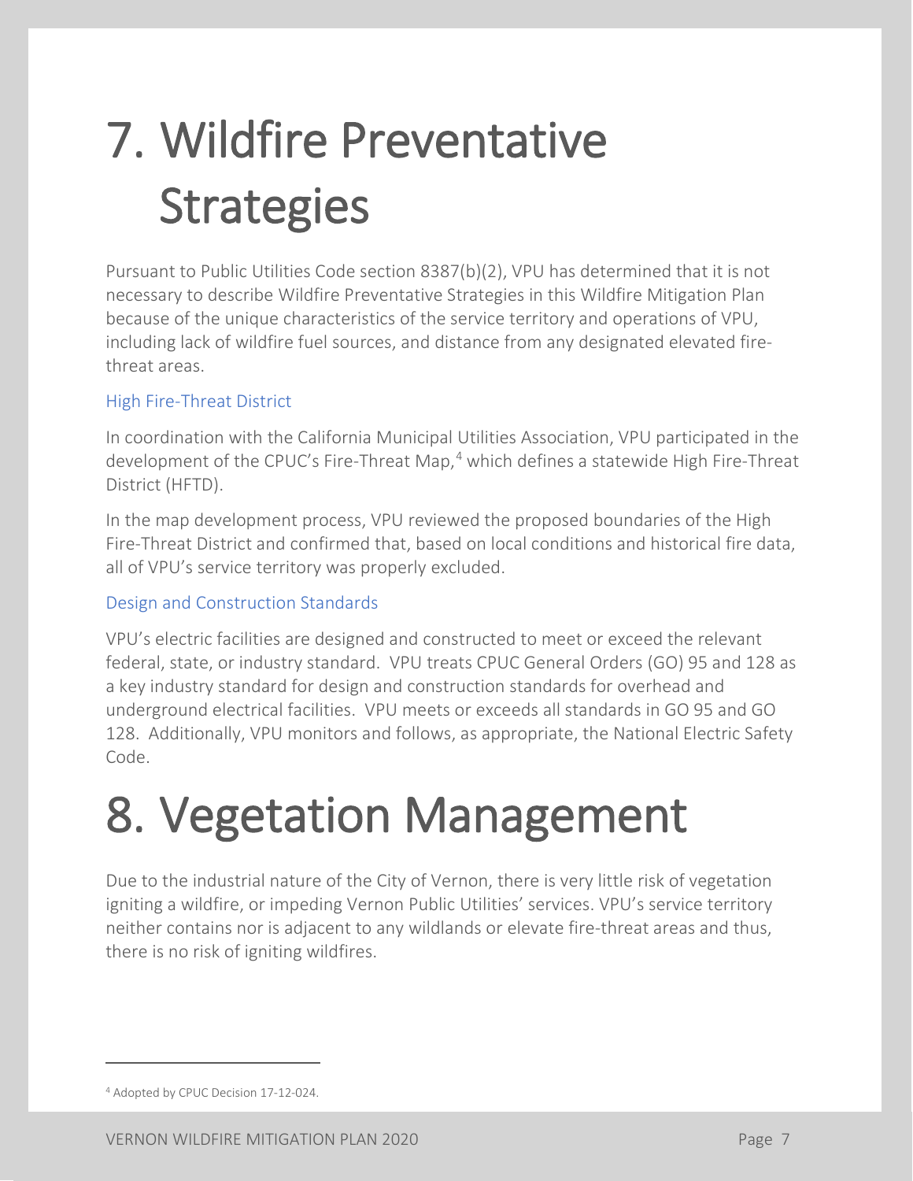# 7. Wildfire Preventative Strategies

Pursuant to Public Utilities Code section 8387(b)(2), VPU has determined that it is not necessary to describe Wildfire Preventative Strategies in this Wildfire Mitigation Plan because of the unique characteristics of the service territory and operations of VPU, including lack of wildfire fuel sources, and distance from any designated elevated fire-threat areas.

### High Fire-Threat District

In coordination with the California Municipal Utilities Association, VPU participated in the development of the CPUC's Fire-Threat Map,[4] which defines a statewide High Fire-Threat District (HFTD).

In the map development process, VPU reviewed the proposed boundaries of the High Fire-Threat District and confirmed that, based on local conditions and historical fire data, all of VPU's service territory was properly excluded.

### Design and Construction Standards

VPU's electric facilities are designed and constructed to meet or exceed the relevant federal, state, or industry standard. VPU treats CPUC General Orders (GO) 95 and 128 as a key industry standard for design and construction standards for overhead and underground electrical facilities. VPU meets or exceeds all standards in GO 95 and GO 128. Additionally, VPU monitors and follows, as appropriate, the National Electric Safety Code.

# 8. Vegetation Management

Due to the industrial nature of the City of Vernon, there is very little risk of vegetation igniting a wildfire, or impeding Vernon Public Utilities' services. VPU's service territory neither contains nor is adjacent to any wildlands or elevate fire-threat areas and thus, there is no risk of igniting wildfires.

[4] Adopted by CPUC Decision 17-12-024.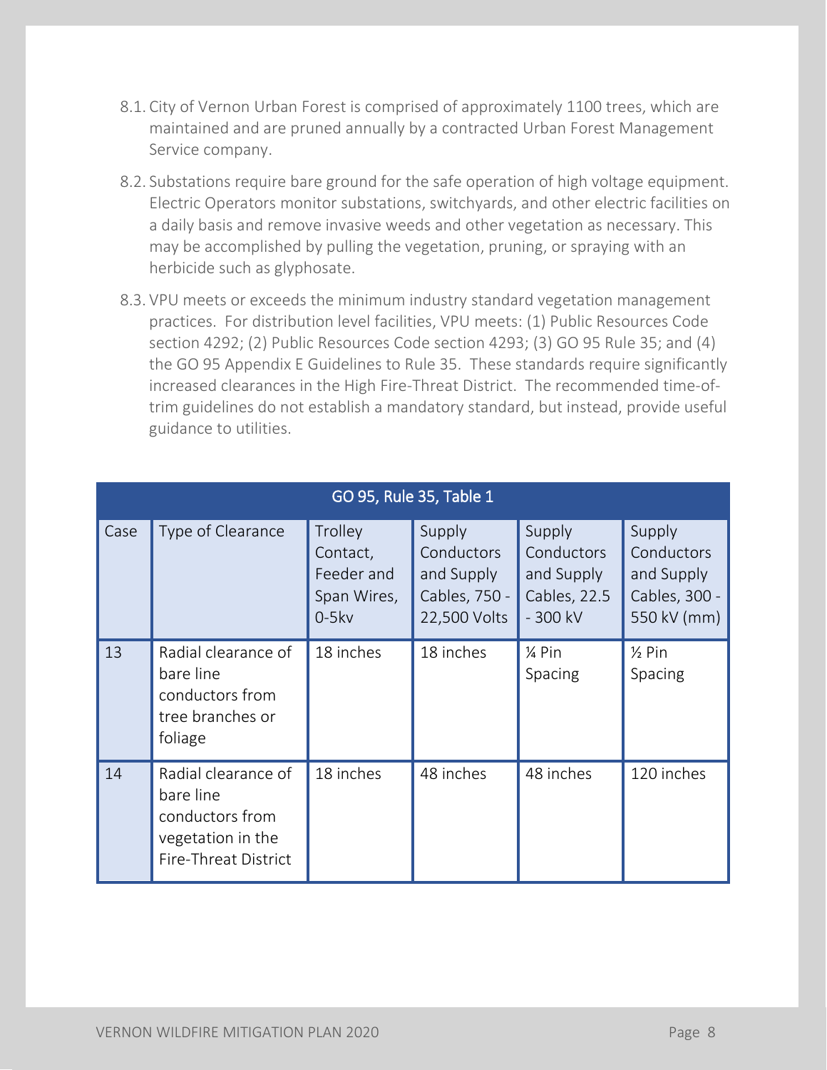8.1. City of Vernon Urban Forest is comprised of approximately 1100 trees, which are maintained and are pruned annually by a contracted Urban Forest Management Service company.

8.2. Substations require bare ground for the safe operation of high voltage equipment. Electric Operators monitor substations, switchyards, and other electric facilities on a daily basis and remove invasive weeds and other vegetation as necessary. This may be accomplished by pulling the vegetation, pruning, or spraying with an herbicide such as glyphosate.

8.3. VPU meets or exceeds the minimum industry standard vegetation management practices. For distribution level facilities, VPU meets: (1) Public Resources Code section 4292; (2) Public Resources Code section 4293; (3) GO 95 Rule 35; and (4) the GO 95 Appendix E Guidelines to Rule 35. These standards require significantly increased clearances in the High Fire-Threat District. The recommended time-of-trim guidelines do not establish a mandatory standard, but instead, provide useful guidance to utilities.

| GO 95, Rule 35, Table 1 | | | | | |
|---|---|---|---|---|---|
| Case | Type of Clearance | Trolley Contact, Feeder and Span Wires, 0-5kv | Supply Conductors and Supply Cables, 750 - 22,500 Volts | Supply Conductors and Supply Cables, 22.5 - 300 kV | Supply Conductors and Supply Cables, 300 - 550 kV (mm) |
| 13 | Radial clearance of bare line conductors from tree branches or foliage | 18 inches | 18 inches | ¼ Pin Spacing | ½ Pin Spacing |
| 14 | Radial clearance of bare line conductors from vegetation in the Fire-Threat District | 18 inches | 48 inches | 48 inches | 120 inches |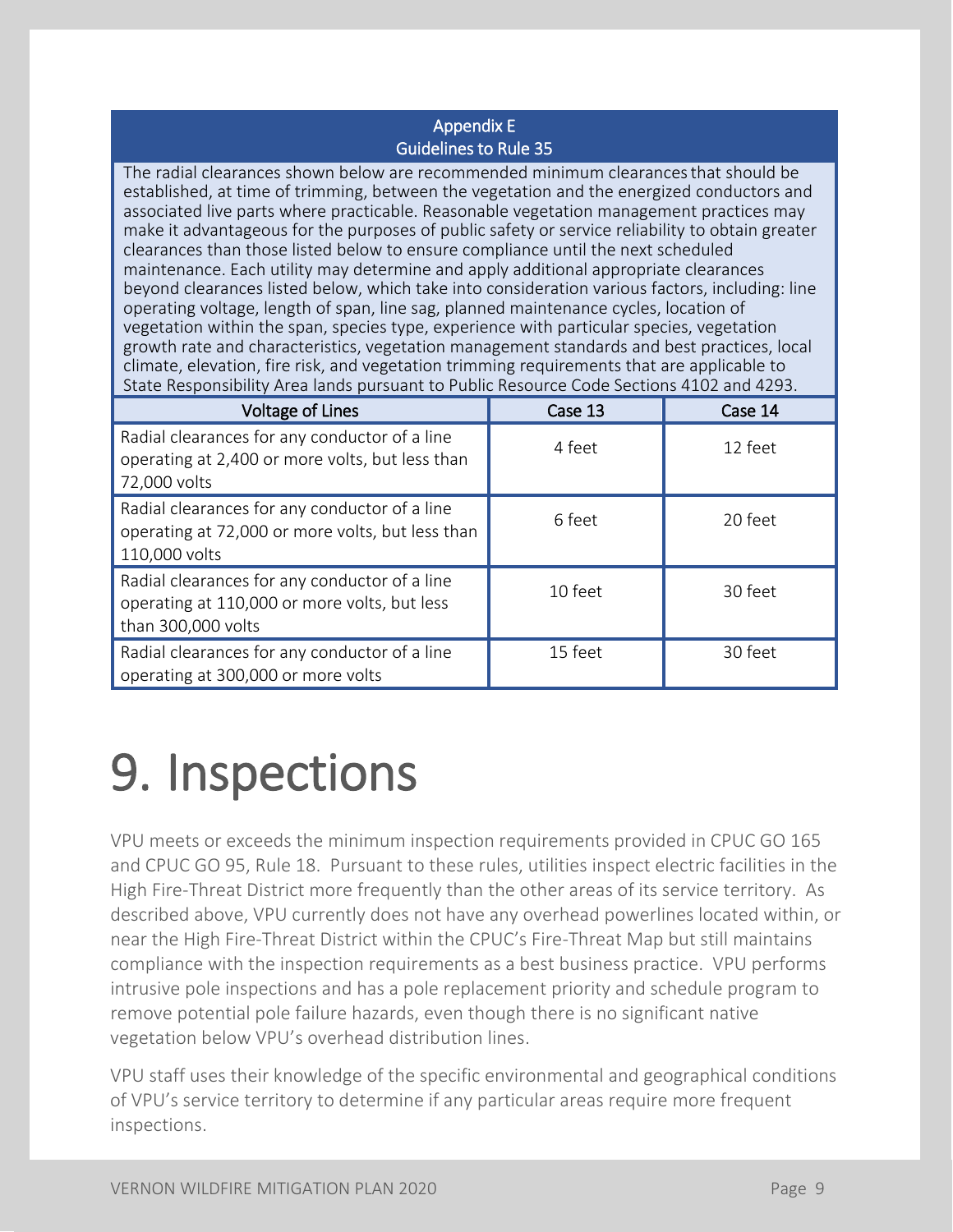| Appendix E<br>Guidelines to Rule 35 | | |
|---|---|---|
| The radial clearances shown below are recommended minimum clearances that should be established, at time of trimming, between the vegetation and the energized conductors and associated live parts where practicable. Reasonable vegetation management practices may make it advantageous for the purposes of public safety or service reliability to obtain greater clearances than those listed below to ensure compliance until the next scheduled maintenance. Each utility may determine and apply additional appropriate clearances beyond clearances listed below, which take into consideration various factors, including: line operating voltage, length of span, line sag, planned maintenance cycles, location of vegetation within the span, species type, experience with particular species, vegetation growth rate and characteristics, vegetation management standards and best practices, local climate, elevation, fire risk, and vegetation trimming requirements that are applicable to State Responsibility Area lands pursuant to Public Resource Code Sections 4102 and 4293. | | |
| **Voltage of Lines** | **Case 13** | **Case 14** |
| Radial clearances for any conductor of a line operating at 2,400 or more volts, but less than 72,000 volts | 4 feet | 12 feet |
| Radial clearances for any conductor of a line operating at 72,000 or more volts, but less than 110,000 volts | 6 feet | 20 feet |
| Radial clearances for any conductor of a line operating at 110,000 or more volts, but less than 300,000 volts | 10 feet | 30 feet |
| Radial clearances for any conductor of a line operating at 300,000 or more volts | 15 feet | 30 feet |

# 9. Inspections

VPU meets or exceeds the minimum inspection requirements provided in CPUC GO 165 and CPUC GO 95, Rule 18. Pursuant to these rules, utilities inspect electric facilities in the High Fire-Threat District more frequently than the other areas of its service territory. As described above, VPU currently does not have any overhead powerlines located within, or near the High Fire-Threat District within the CPUC's Fire-Threat Map but still maintains compliance with the inspection requirements as a best business practice. VPU performs intrusive pole inspections and has a pole replacement priority and schedule program to remove potential pole failure hazards, even though there is no significant native vegetation below VPU's overhead distribution lines.

VPU staff uses their knowledge of the specific environmental and geographical conditions of VPU's service territory to determine if any particular areas require more frequent inspections.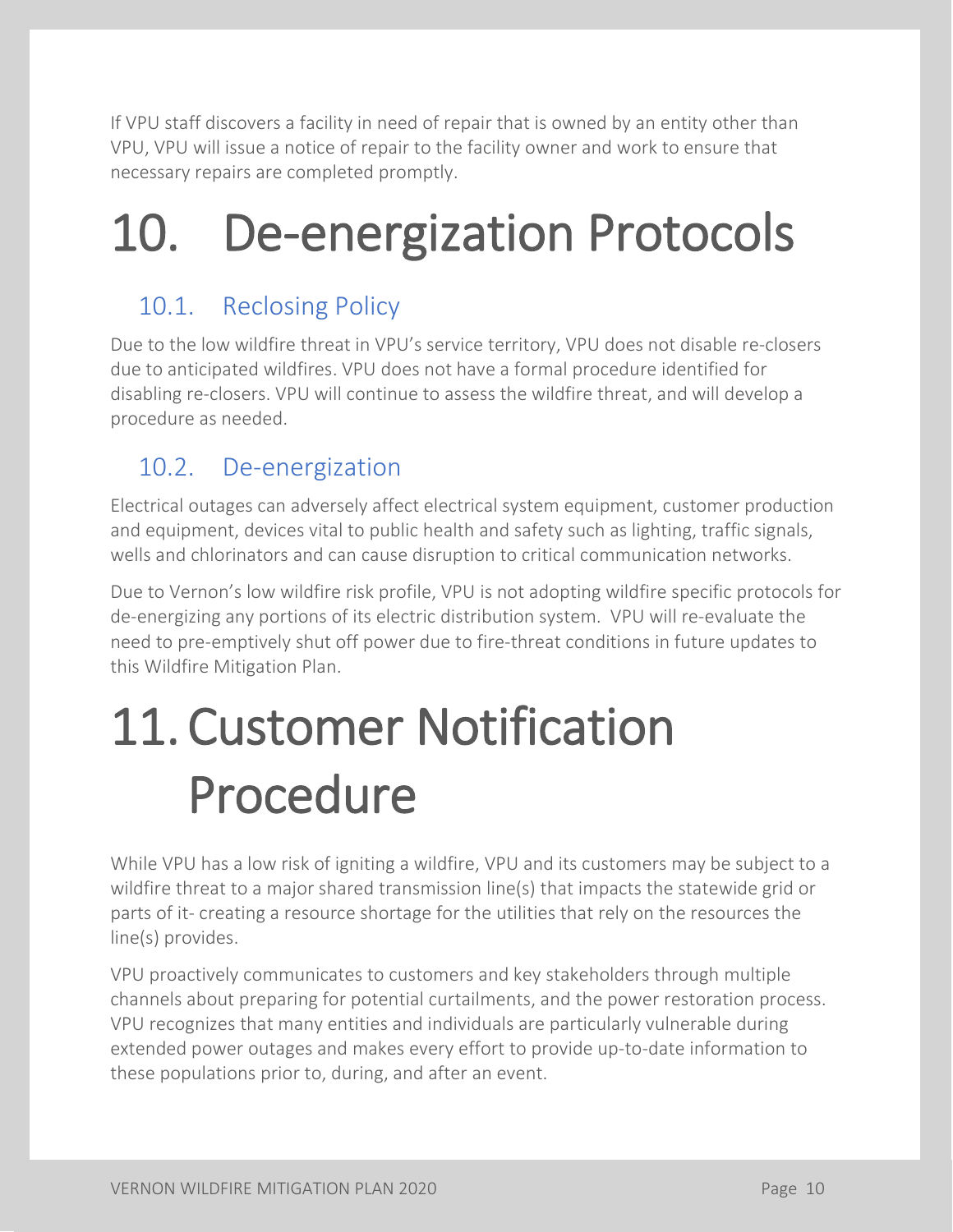If VPU staff discovers a facility in need of repair that is owned by an entity other than VPU, VPU will issue a notice of repair to the facility owner and work to ensure that necessary repairs are completed promptly.

# 10. De-energization Protocols

## 10.1. Reclosing Policy

Due to the low wildfire threat in VPU's service territory, VPU does not disable re-closers due to anticipated wildfires. VPU does not have a formal procedure identified for disabling re-closers. VPU will continue to assess the wildfire threat, and will develop a procedure as needed.

## 10.2. De-energization

Electrical outages can adversely affect electrical system equipment, customer production and equipment, devices vital to public health and safety such as lighting, traffic signals, wells and chlorinators and can cause disruption to critical communication networks.

Due to Vernon's low wildfire risk profile, VPU is not adopting wildfire specific protocols for de-energizing any portions of its electric distribution system. VPU will re-evaluate the need to pre-emptively shut off power due to fire-threat conditions in future updates to this Wildfire Mitigation Plan.

# 11. Customer Notification Procedure

While VPU has a low risk of igniting a wildfire, VPU and its customers may be subject to a wildfire threat to a major shared transmission line(s) that impacts the statewide grid or parts of it- creating a resource shortage for the utilities that rely on the resources the line(s) provides.

VPU proactively communicates to customers and key stakeholders through multiple channels about preparing for potential curtailments, and the power restoration process. VPU recognizes that many entities and individuals are particularly vulnerable during extended power outages and makes every effort to provide up-to-date information to these populations prior to, during, and after an event.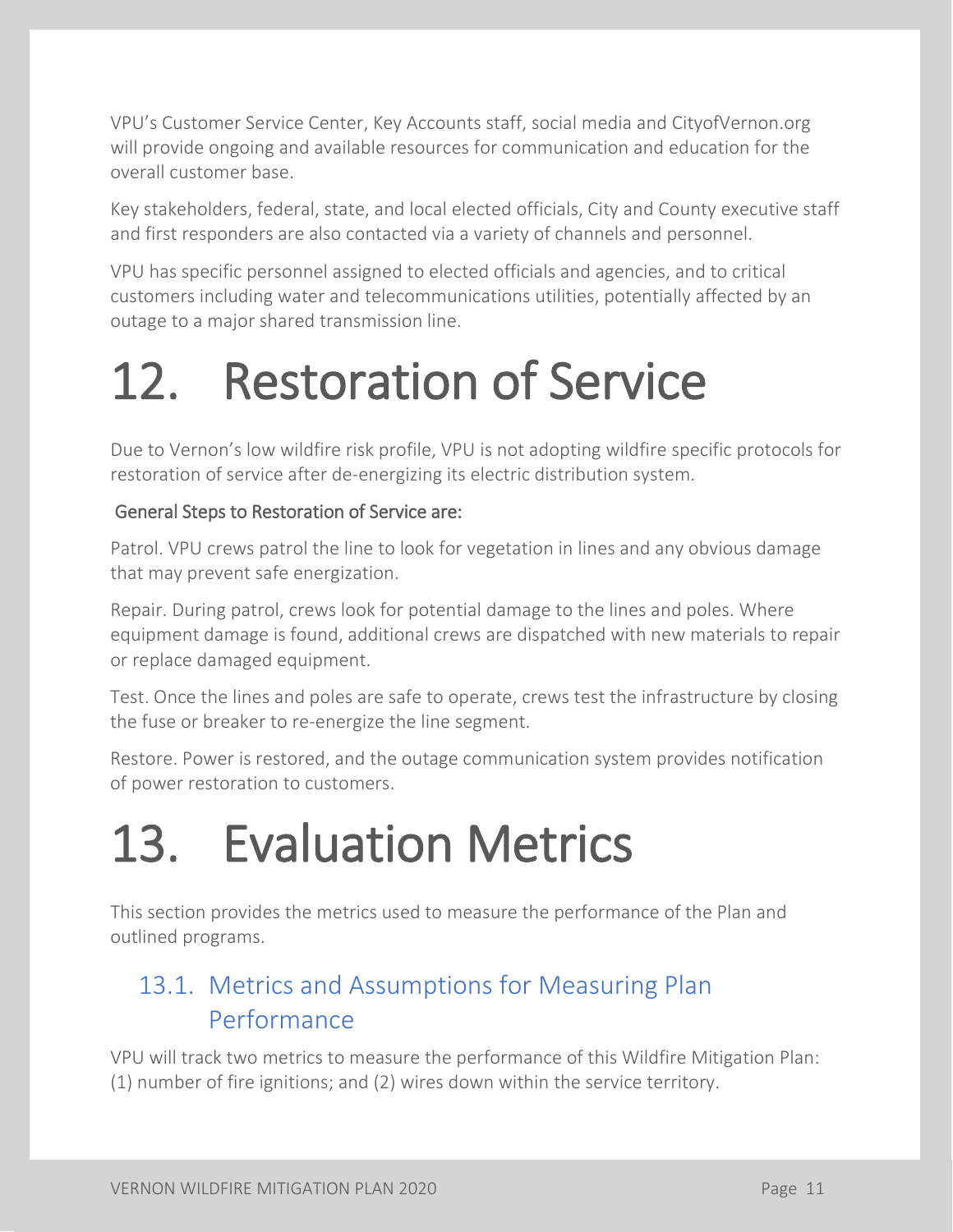VPU's Customer Service Center, Key Accounts staff, social media and CityofVernon.org will provide ongoing and available resources for communication and education for the overall customer base.

Key stakeholders, federal, state, and local elected officials, City and County executive staff and first responders are also contacted via a variety of channels and personnel.

VPU has specific personnel assigned to elected officials and agencies, and to critical customers including water and telecommunications utilities, potentially affected by an outage to a major shared transmission line.

# 12. Restoration of Service

Due to Vernon's low wildfire risk profile, VPU is not adopting wildfire specific protocols for restoration of service after de-energizing its electric distribution system.

General Steps to Restoration of Service are:

Patrol. VPU crews patrol the line to look for vegetation in lines and any obvious damage that may prevent safe energization.

Repair. During patrol, crews look for potential damage to the lines and poles. Where equipment damage is found, additional crews are dispatched with new materials to repair or replace damaged equipment.

Test. Once the lines and poles are safe to operate, crews test the infrastructure by closing the fuse or breaker to re-energize the line segment.

Restore. Power is restored, and the outage communication system provides notification of power restoration to customers.

# 13. Evaluation Metrics

This section provides the metrics used to measure the performance of the Plan and outlined programs.

## 13.1. Metrics and Assumptions for Measuring Plan Performance

VPU will track two metrics to measure the performance of this Wildfire Mitigation Plan: (1) number of fire ignitions; and (2) wires down within the service territory.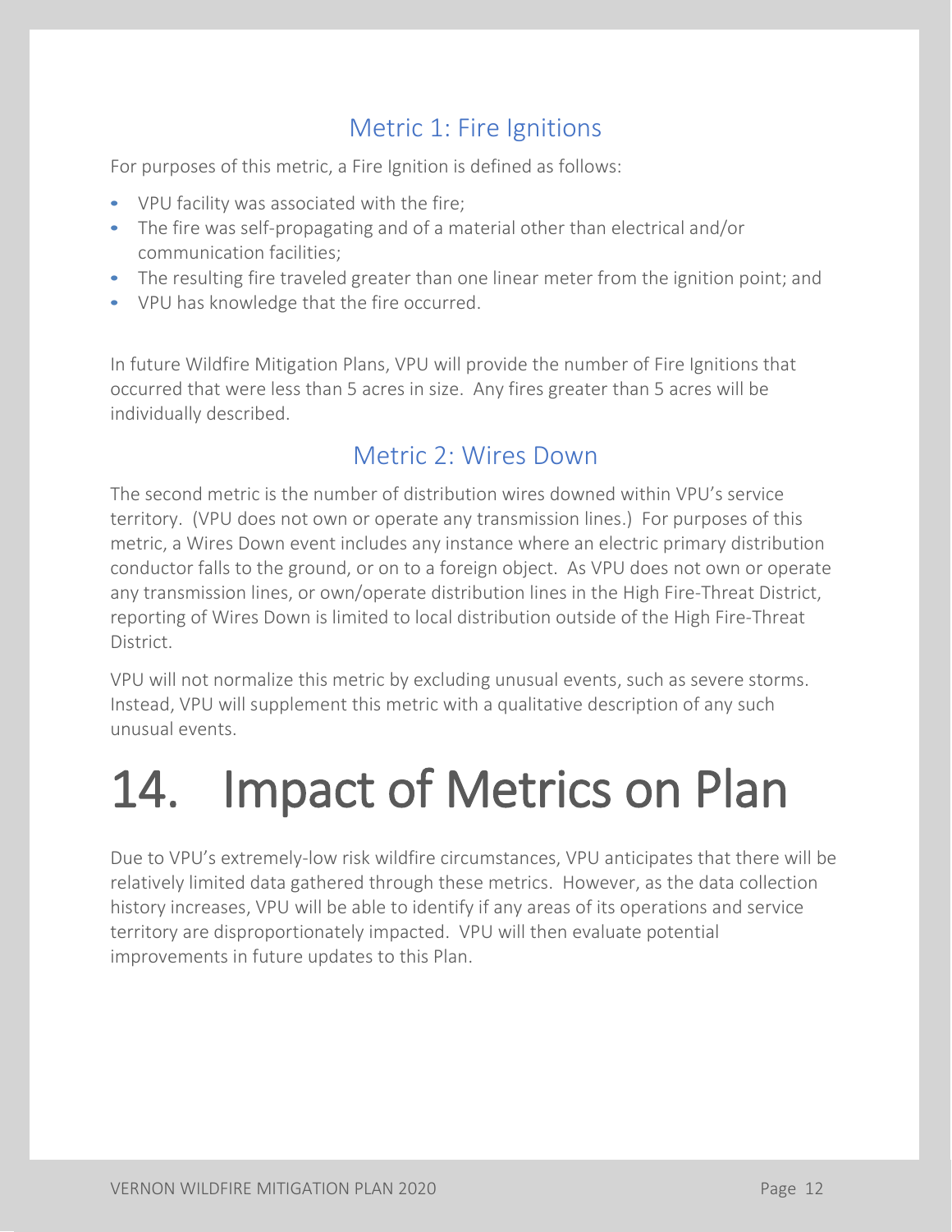## Metric 1: Fire Ignitions

For purposes of this metric, a Fire Ignition is defined as follows:

- VPU facility was associated with the fire;
- The fire was self-propagating and of a material other than electrical and/or communication facilities;
- The resulting fire traveled greater than one linear meter from the ignition point; and
- VPU has knowledge that the fire occurred.

In future Wildfire Mitigation Plans, VPU will provide the number of Fire Ignitions that occurred that were less than 5 acres in size. Any fires greater than 5 acres will be individually described.

## Metric 2: Wires Down

The second metric is the number of distribution wires downed within VPU's service territory. (VPU does not own or operate any transmission lines.) For purposes of this metric, a Wires Down event includes any instance where an electric primary distribution conductor falls to the ground, or on to a foreign object. As VPU does not own or operate any transmission lines, or own/operate distribution lines in the High Fire-Threat District, reporting of Wires Down is limited to local distribution outside of the High Fire-Threat District.

VPU will not normalize this metric by excluding unusual events, such as severe storms. Instead, VPU will supplement this metric with a qualitative description of any such unusual events.

# 14. Impact of Metrics on Plan

Due to VPU's extremely-low risk wildfire circumstances, VPU anticipates that there will be relatively limited data gathered through these metrics. However, as the data collection history increases, VPU will be able to identify if any areas of its operations and service territory are disproportionately impacted. VPU will then evaluate potential improvements in future updates to this Plan.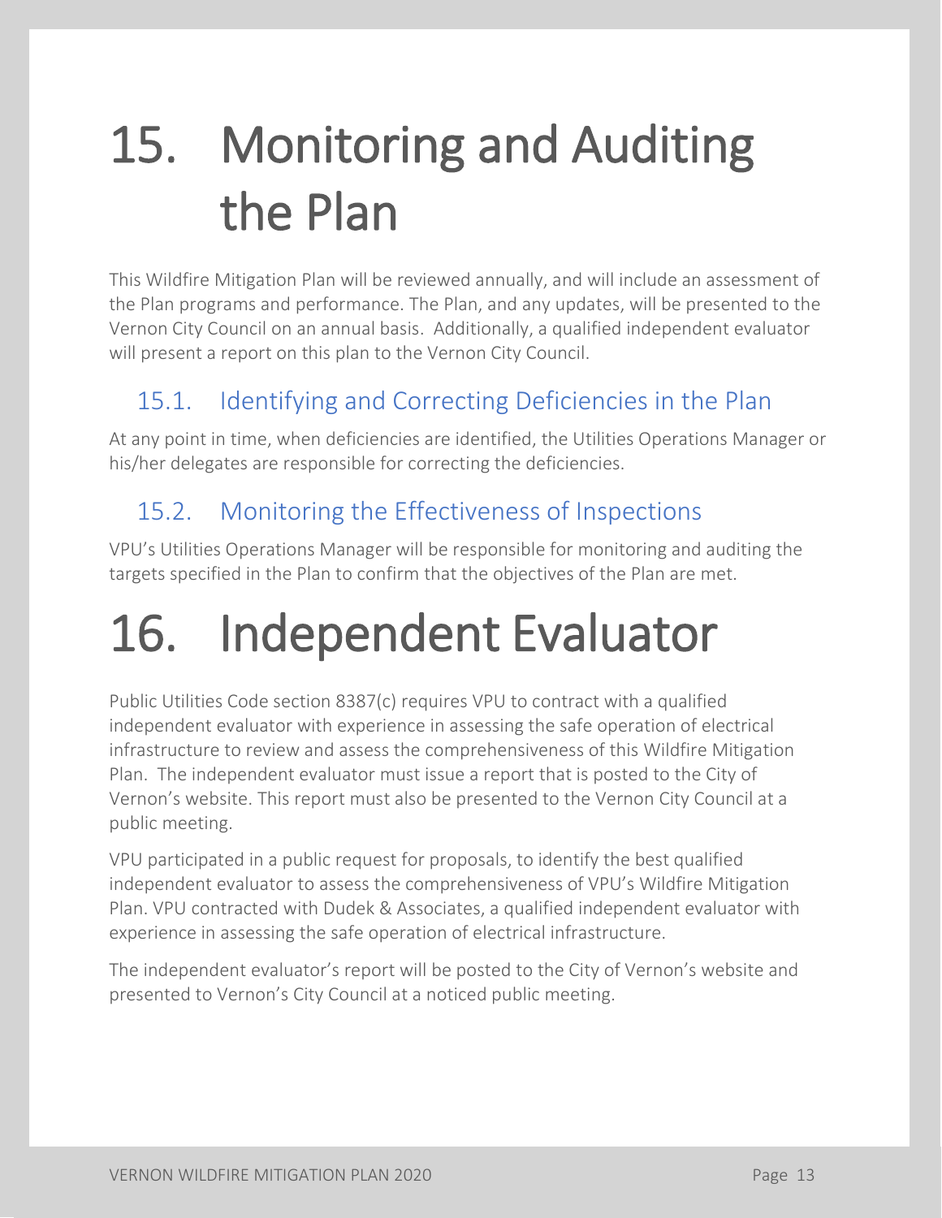# 15. Monitoring and Auditing the Plan

This Wildfire Mitigation Plan will be reviewed annually, and will include an assessment of the Plan programs and performance. The Plan, and any updates, will be presented to the Vernon City Council on an annual basis. Additionally, a qualified independent evaluator will present a report on this plan to the Vernon City Council.

## 15.1. Identifying and Correcting Deficiencies in the Plan

At any point in time, when deficiencies are identified, the Utilities Operations Manager or his/her delegates are responsible for correcting the deficiencies.

## 15.2. Monitoring the Effectiveness of Inspections

VPU's Utilities Operations Manager will be responsible for monitoring and auditing the targets specified in the Plan to confirm that the objectives of the Plan are met.

# 16. Independent Evaluator

Public Utilities Code section 8387(c) requires VPU to contract with a qualified independent evaluator with experience in assessing the safe operation of electrical infrastructure to review and assess the comprehensiveness of this Wildfire Mitigation Plan. The independent evaluator must issue a report that is posted to the City of Vernon's website. This report must also be presented to the Vernon City Council at a public meeting.

VPU participated in a public request for proposals, to identify the best qualified independent evaluator to assess the comprehensiveness of VPU's Wildfire Mitigation Plan. VPU contracted with Dudek & Associates, a qualified independent evaluator with experience in assessing the safe operation of electrical infrastructure.

The independent evaluator's report will be posted to the City of Vernon's website and presented to Vernon's City Council at a noticed public meeting.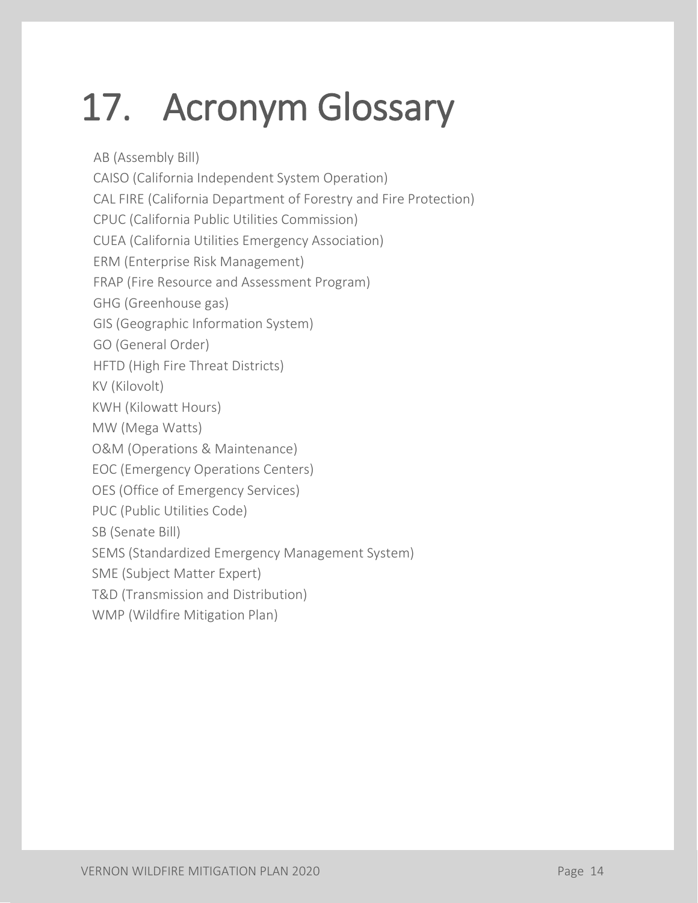# 17. Acronym Glossary

AB (Assembly Bill)
CAISO (California Independent System Operation)
CAL FIRE (California Department of Forestry and Fire Protection)
CPUC (California Public Utilities Commission)
CUEA (California Utilities Emergency Association)
ERM (Enterprise Risk Management)
FRAP (Fire Resource and Assessment Program)
GHG (Greenhouse gas)
GIS (Geographic Information System)
GO (General Order)
HFTD (High Fire Threat Districts)
KV (Kilovolt)
KWH (Kilowatt Hours)
MW (Mega Watts)
O&M (Operations & Maintenance)
EOC (Emergency Operations Centers)
OES (Office of Emergency Services)
PUC (Public Utilities Code)
SB (Senate Bill)
SEMS (Standardized Emergency Management System)
SME (Subject Matter Expert)
T&D (Transmission and Distribution)
WMP (Wildfire Mitigation Plan)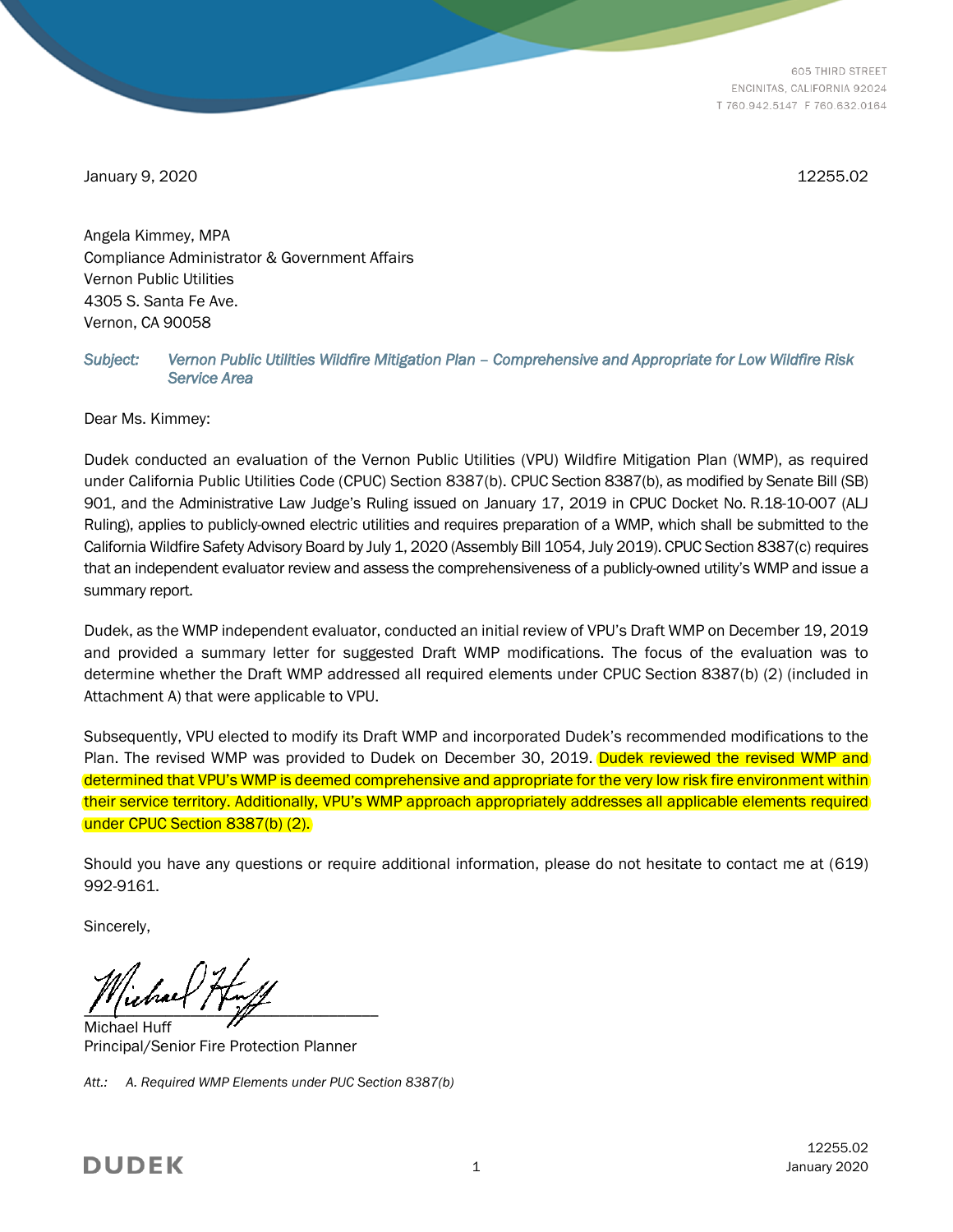605 THIRD STREET
ENCINITAS, CALIFORNIA 92024
T 760.942.5147 F 760.632.0164

January 9, 2020 12255.02

Angela Kimmey, MPA
Compliance Administrator & Government Affairs
Vernon Public Utilities
4305 S. Santa Fe Ave.
Vernon, CA 90058

*Subject: Vernon Public Utilities Wildfire Mitigation Plan – Comprehensive and Appropriate for Low Wildfire Risk Service Area*

Dear Ms. Kimmey:

Dudek conducted an evaluation of the Vernon Public Utilities (VPU) Wildfire Mitigation Plan (WMP), as required under California Public Utilities Code (CPUC) Section 8387(b). CPUC Section 8387(b), as modified by Senate Bill (SB) 901, and the Administrative Law Judge's Ruling issued on January 17, 2019 in CPUC Docket No. R.18-10-007 (ALJ Ruling), applies to publicly-owned electric utilities and requires preparation of a WMP, which shall be submitted to the California Wildfire Safety Advisory Board by July 1, 2020 (Assembly Bill 1054, July 2019). CPUC Section 8387(c) requires that an independent evaluator review and assess the comprehensiveness of a publicly-owned utility's WMP and issue a summary report.

Dudek, as the WMP independent evaluator, conducted an initial review of VPU's Draft WMP on December 19, 2019 and provided a summary letter for suggested Draft WMP modifications. The focus of the evaluation was to determine whether the Draft WMP addressed all required elements under CPUC Section 8387(b) (2) (included in Attachment A) that were applicable to VPU.

Subsequently, VPU elected to modify its Draft WMP and incorporated Dudek's recommended modifications to the Plan. The revised WMP was provided to Dudek on December 30, 2019. Dudek reviewed the revised WMP and determined that VPU's WMP is deemed comprehensive and appropriate for the very low risk fire environment within their service territory. Additionally, VPU's WMP approach appropriately addresses all applicable elements required under CPUC Section 8387(b) (2).

Should you have any questions or require additional information, please do not hesitate to contact me at (619) 992-9161.

Sincerely,

Michael Huff
Principal/Senior Fire Protection Planner

*Att.: A. Required WMP Elements under PUC Section 8387(b)*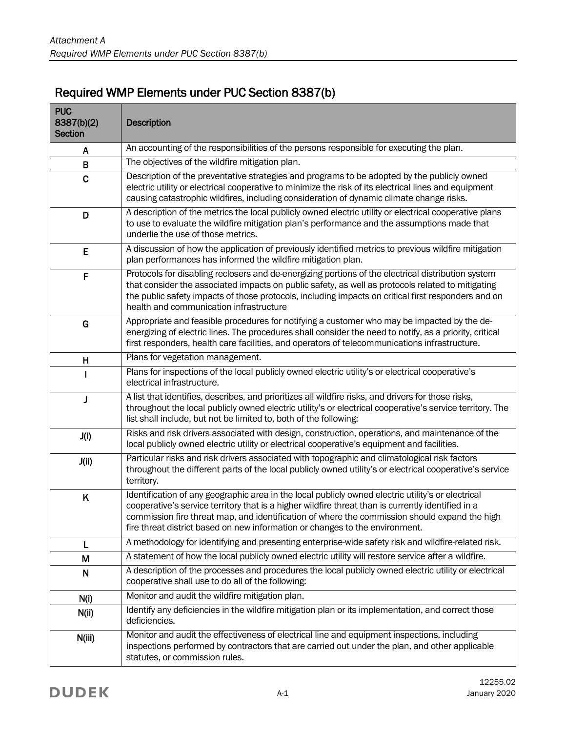## Required WMP Elements under PUC Section 8387(b)

| PUC 8387(b)(2) Section | Description |
|---|---|
| A | An accounting of the responsibilities of the persons responsible for executing the plan. |
| B | The objectives of the wildfire mitigation plan. |
| C | Description of the preventative strategies and programs to be adopted by the publicly owned electric utility or electrical cooperative to minimize the risk of its electrical lines and equipment causing catastrophic wildfires, including consideration of dynamic climate change risks. |
| D | A description of the metrics the local publicly owned electric utility or electrical cooperative plans to use to evaluate the wildfire mitigation plan's performance and the assumptions made that underlie the use of those metrics. |
| E | A discussion of how the application of previously identified metrics to previous wildfire mitigation plan performances has informed the wildfire mitigation plan. |
| F | Protocols for disabling reclosers and de-energizing portions of the electrical distribution system that consider the associated impacts on public safety, as well as protocols related to mitigating the public safety impacts of those protocols, including impacts on critical first responders and on health and communication infrastructure |
| G | Appropriate and feasible procedures for notifying a customer who may be impacted by the de-energizing of electric lines. The procedures shall consider the need to notify, as a priority, critical first responders, health care facilities, and operators of telecommunications infrastructure. |
| H | Plans for vegetation management. |
| I | Plans for inspections of the local publicly owned electric utility's or electrical cooperative's electrical infrastructure. |
| J | A list that identifies, describes, and prioritizes all wildfire risks, and drivers for those risks, throughout the local publicly owned electric utility's or electrical cooperative's service territory. The list shall include, but not be limited to, both of the following: |
| J(i) | Risks and risk drivers associated with design, construction, operations, and maintenance of the local publicly owned electric utility or electrical cooperative's equipment and facilities. |
| J(ii) | Particular risks and risk drivers associated with topographic and climatological risk factors throughout the different parts of the local publicly owned utility's or electrical cooperative's service territory. |
| K | Identification of any geographic area in the local publicly owned electric utility's or electrical cooperative's service territory that is a higher wildfire threat than is currently identified in a commission fire threat map, and identification of where the commission should expand the high fire threat district based on new information or changes to the environment. |
| L | A methodology for identifying and presenting enterprise-wide safety risk and wildfire-related risk. |
| M | A statement of how the local publicly owned electric utility will restore service after a wildfire. |
| N | A description of the processes and procedures the local publicly owned electric utility or electrical cooperative shall use to do all of the following: |
| N(i) | Monitor and audit the wildfire mitigation plan. |
| N(ii) | Identify any deficiencies in the wildfire mitigation plan or its implementation, and correct those deficiencies. |
| N(iii) | Monitor and audit the effectiveness of electrical line and equipment inspections, including inspections performed by contractors that are carried out under the plan, and other applicable statutes, or commission rules. |